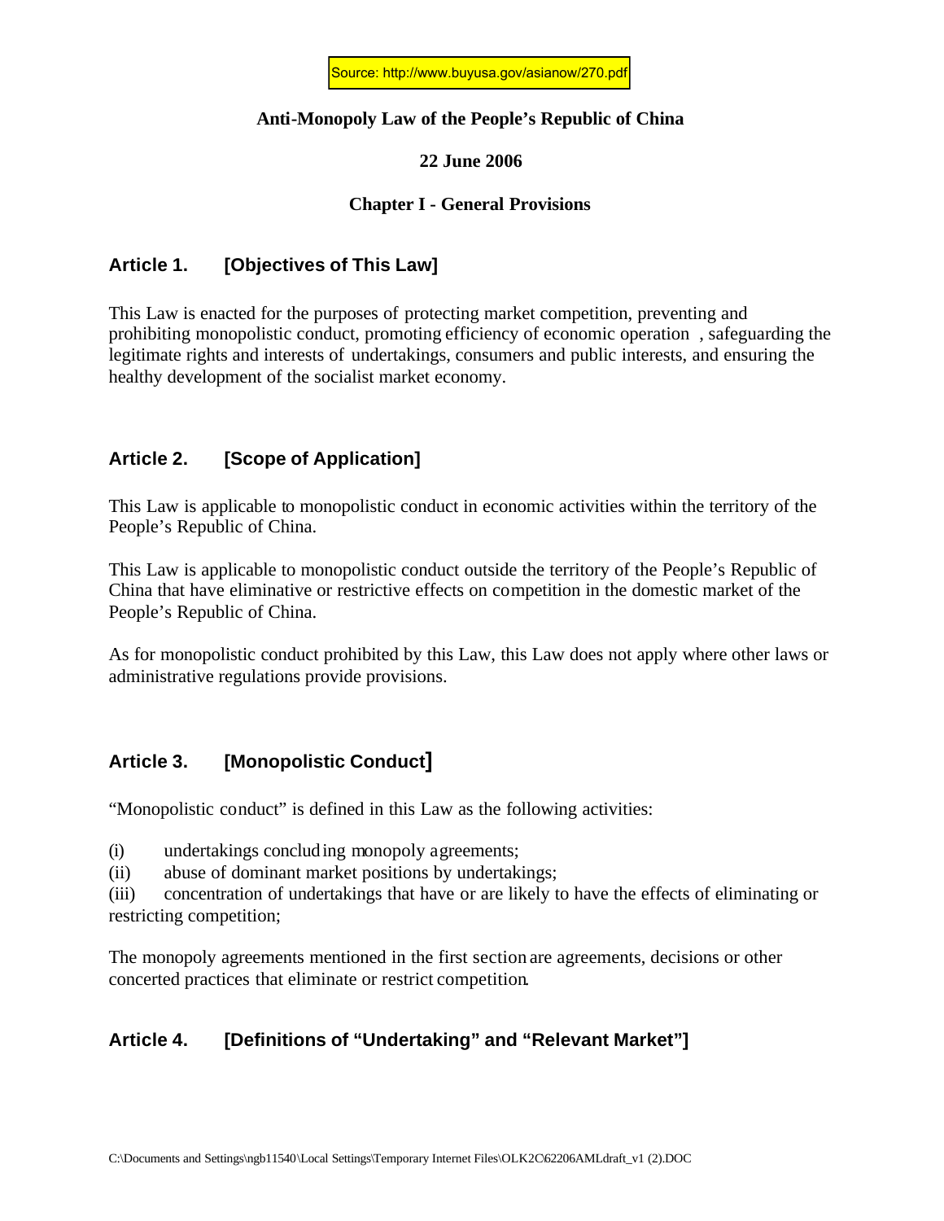Source: http://www.buyusa.gov/asianow/270.pdf

# Anti-Monopoly Law of the People's Republic of China

**22 June 2006**

## Chapter I - General Provisions

### Article 1. [Objectives of This Law]

This Law is enacted for the purposes of protecting market competition, preventing and prohibiting monopolistic conduct, promoting efficiency of economic operation , safeguarding the legitimate rights and interests of undertakings, consumers and public interests, and ensuring the healthy development of the socialist market economy.

### Article 2. [Scope of Application]

This Law is applicable to monopolistic conduct in economic activities within the territory of the People's Republic of China.

This Law is applicable to monopolistic conduct outside the territory of the People's Republic of China that have eliminative or restrictive effects on competition in the domestic market of the People's Republic of China.

As for monopolistic conduct prohibited by this Law, this Law does not apply where other laws or administrative regulations provide provisions.

### Article 3. [Monopolistic Conduct]

"Monopolistic conduct" is defined in this Law as the following activities:

(i) undertakings concluding monopoly agreements;
(ii) abuse of dominant market positions by undertakings;
(iii) concentration of undertakings that have or are likely to have the effects of eliminating or restricting competition;

The monopoly agreements mentioned in the first section are agreements, decisions or other concerted practices that eliminate or restrict competition.

### Article 4. [Definitions of "Undertaking" and "Relevant Market"]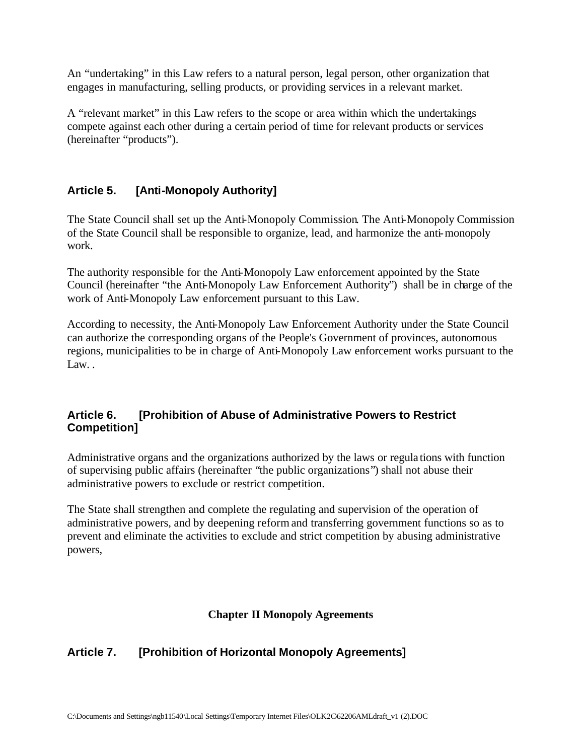An "undertaking" in this Law refers to a natural person, legal person, other organization that engages in manufacturing, selling products, or providing services in a relevant market.

A "relevant market" in this Law refers to the scope or area within which the undertakings compete against each other during a certain period of time for relevant products or services (hereinafter "products").

### Article 5. [Anti-Monopoly Authority]

The State Council shall set up the Anti-Monopoly Commission. The Anti-Monopoly Commission of the State Council shall be responsible to organize, lead, and harmonize the anti-monopoly work.

The authority responsible for the Anti-Monopoly Law enforcement appointed by the State Council (hereinafter "the Anti-Monopoly Law Enforcement Authority") shall be in charge of the work of Anti-Monopoly Law enforcement pursuant to this Law.

According to necessity, the Anti-Monopoly Law Enforcement Authority under the State Council can authorize the corresponding organs of the People's Government of provinces, autonomous regions, municipalities to be in charge of Anti-Monopoly Law enforcement works pursuant to the Law. .

### Article 6. [Prohibition of Abuse of Administrative Powers to Restrict Competition]

Administrative organs and the organizations authorized by the laws or regulations with function of supervising public affairs (hereinafter "the public organizations") shall not abuse their administrative powers to exclude or restrict competition.

The State shall strengthen and complete the regulating and supervision of the operation of administrative powers, and by deepening reform and transferring government functions so as to prevent and eliminate the activities to exclude and strict competition by abusing administrative powers,

## Chapter II Monopoly Agreements

### Article 7. [Prohibition of Horizontal Monopoly Agreements]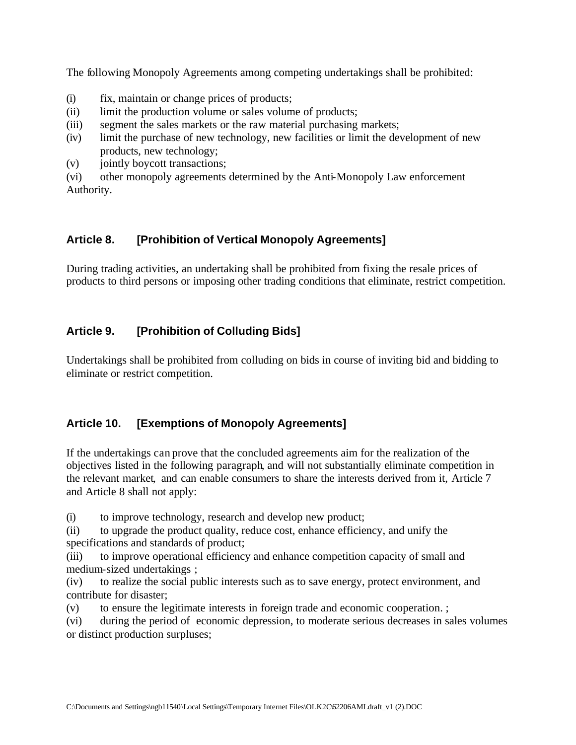The following Monopoly Agreements among competing undertakings shall be prohibited:

(i) fix, maintain or change prices of products;
(ii) limit the production volume or sales volume of products;
(iii) segment the sales markets or the raw material purchasing markets;
(iv) limit the purchase of new technology, new facilities or limit the development of new products, new technology;
(v) jointly boycott transactions;
(vi) other monopoly agreements determined by the Anti-Monopoly Law enforcement Authority.

## Article 8. [Prohibition of Vertical Monopoly Agreements]

During trading activities, an undertaking shall be prohibited from fixing the resale prices of products to third persons or imposing other trading conditions that eliminate, restrict competition.

## Article 9. [Prohibition of Colluding Bids]

Undertakings shall be prohibited from colluding on bids in course of inviting bid and bidding to eliminate or restrict competition.

## Article 10. [Exemptions of Monopoly Agreements]

If the undertakings can prove that the concluded agreements aim for the realization of the objectives listed in the following paragraph, and will not substantially eliminate competition in the relevant market, and can enable consumers to share the interests derived from it, Article 7 and Article 8 shall not apply:

(i) to improve technology, research and develop new product;
(ii) to upgrade the product quality, reduce cost, enhance efficiency, and unify the specifications and standards of product;
(iii) to improve operational efficiency and enhance competition capacity of small and medium-sized undertakings ;
(iv) to realize the social public interests such as to save energy, protect environment, and contribute for disaster;
(v) to ensure the legitimate interests in foreign trade and economic cooperation. ;
(vi) during the period of economic depression, to moderate serious decreases in sales volumes or distinct production surpluses;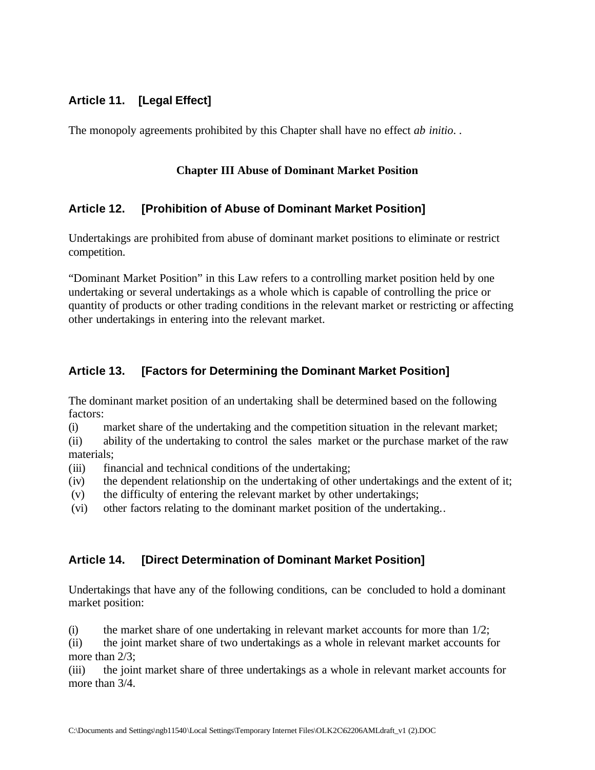### Article 11. [Legal Effect]

The monopoly agreements prohibited by this Chapter shall have no effect *ab initio*. .

## Chapter III Abuse of Dominant Market Position

### Article 12. [Prohibition of Abuse of Dominant Market Position]

Undertakings are prohibited from abuse of dominant market positions to eliminate or restrict competition.

"Dominant Market Position" in this Law refers to a controlling market position held by one undertaking or several undertakings as a whole which is capable of controlling the price or quantity of products or other trading conditions in the relevant market or restricting or affecting other undertakings in entering into the relevant market.

### Article 13. [Factors for Determining the Dominant Market Position]

The dominant market position of an undertaking shall be determined based on the following factors:

(i) market share of the undertaking and the competition situation in the relevant market;
(ii) ability of the undertaking to control the sales market or the purchase market of the raw materials;
(iii) financial and technical conditions of the undertaking;
(iv) the dependent relationship on the undertaking of other undertakings and the extent of it;
(v) the difficulty of entering the relevant market by other undertakings;
(vi) other factors relating to the dominant market position of the undertaking..

### Article 14. [Direct Determination of Dominant Market Position]

Undertakings that have any of the following conditions, can be concluded to hold a dominant market position:

(i) the market share of one undertaking in relevant market accounts for more than 1/2;
(ii) the joint market share of two undertakings as a whole in relevant market accounts for more than 2/3;
(iii) the joint market share of three undertakings as a whole in relevant market accounts for more than 3/4.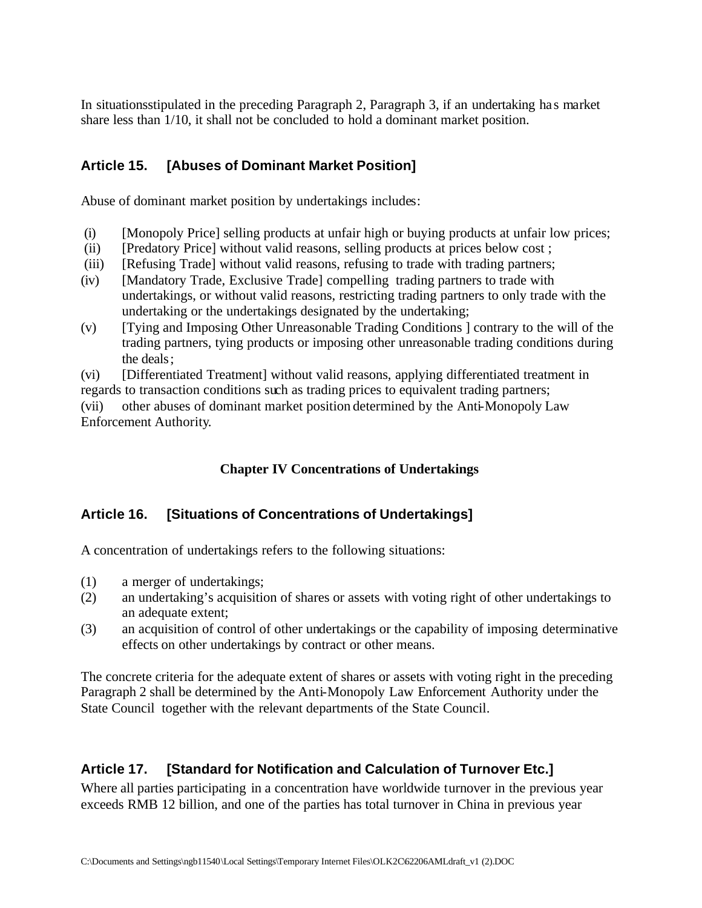In situationsstipulated in the preceding Paragraph 2, Paragraph 3, if an undertaking has market share less than 1/10, it shall not be concluded to hold a dominant market position.

### Article 15. [Abuses of Dominant Market Position]

Abuse of dominant market position by undertakings includes:

(i) [Monopoly Price] selling products at unfair high or buying products at unfair low prices;
(ii) [Predatory Price] without valid reasons, selling products at prices below cost ;
(iii) [Refusing Trade] without valid reasons, refusing to trade with trading partners;
(iv) [Mandatory Trade, Exclusive Trade] compelling trading partners to trade with undertakings, or without valid reasons, restricting trading partners to only trade with the undertaking or the undertakings designated by the undertaking;
(v) [Tying and Imposing Other Unreasonable Trading Conditions ] contrary to the will of the trading partners, tying products or imposing other unreasonable trading conditions during the deals;
(vi) [Differentiated Treatment] without valid reasons, applying differentiated treatment in regards to transaction conditions such as trading prices to equivalent trading partners;
(vii) other abuses of dominant market position determined by the Anti-Monopoly Law Enforcement Authority.

## Chapter IV Concentrations of Undertakings

### Article 16. [Situations of Concentrations of Undertakings]

A concentration of undertakings refers to the following situations:

(1) a merger of undertakings;
(2) an undertaking's acquisition of shares or assets with voting right of other undertakings to an adequate extent;
(3) an acquisition of control of other undertakings or the capability of imposing determinative effects on other undertakings by contract or other means.

The concrete criteria for the adequate extent of shares or assets with voting right in the preceding Paragraph 2 shall be determined by the Anti-Monopoly Law Enforcement Authority under the State Council together with the relevant departments of the State Council.

### Article 17. [Standard for Notification and Calculation of Turnover Etc.]

Where all parties participating in a concentration have worldwide turnover in the previous year exceeds RMB 12 billion, and one of the parties has total turnover in China in previous year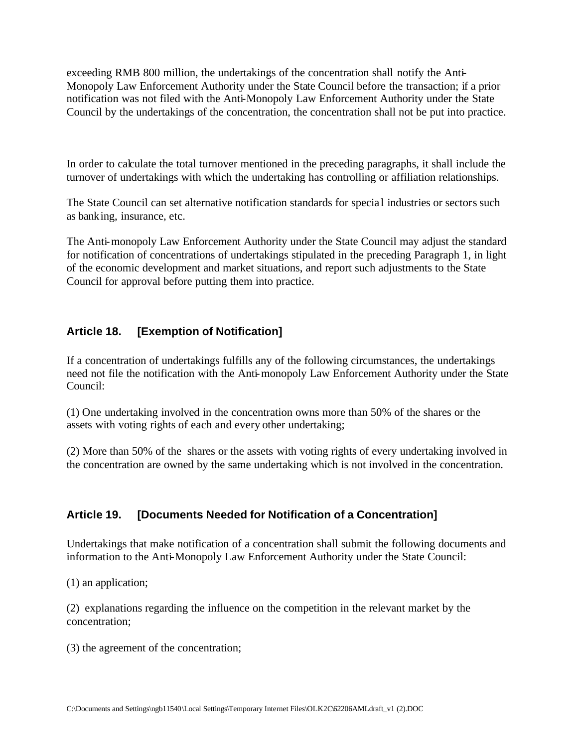exceeding RMB 800 million, the undertakings of the concentration shall notify the Anti-Monopoly Law Enforcement Authority under the State Council before the transaction; if a prior notification was not filed with the Anti-Monopoly Law Enforcement Authority under the State Council by the undertakings of the concentration, the concentration shall not be put into practice.

In order to calculate the total turnover mentioned in the preceding paragraphs, it shall include the turnover of undertakings with which the undertaking has controlling or affiliation relationships.

The State Council can set alternative notification standards for special industries or sectors such as banking, insurance, etc.

The Anti-monopoly Law Enforcement Authority under the State Council may adjust the standard for notification of concentrations of undertakings stipulated in the preceding Paragraph 1, in light of the economic development and market situations, and report such adjustments to the State Council for approval before putting them into practice.

### Article 18. [Exemption of Notification]

If a concentration of undertakings fulfills any of the following circumstances, the undertakings need not file the notification with the Anti-monopoly Law Enforcement Authority under the State Council:

(1) One undertaking involved in the concentration owns more than 50% of the shares or the assets with voting rights of each and every other undertaking;

(2) More than 50% of the shares or the assets with voting rights of every undertaking involved in the concentration are owned by the same undertaking which is not involved in the concentration.

### Article 19. [Documents Needed for Notification of a Concentration]

Undertakings that make notification of a concentration shall submit the following documents and information to the Anti-Monopoly Law Enforcement Authority under the State Council:

(1) an application;

(2) explanations regarding the influence on the competition in the relevant market by the concentration;

(3) the agreement of the concentration;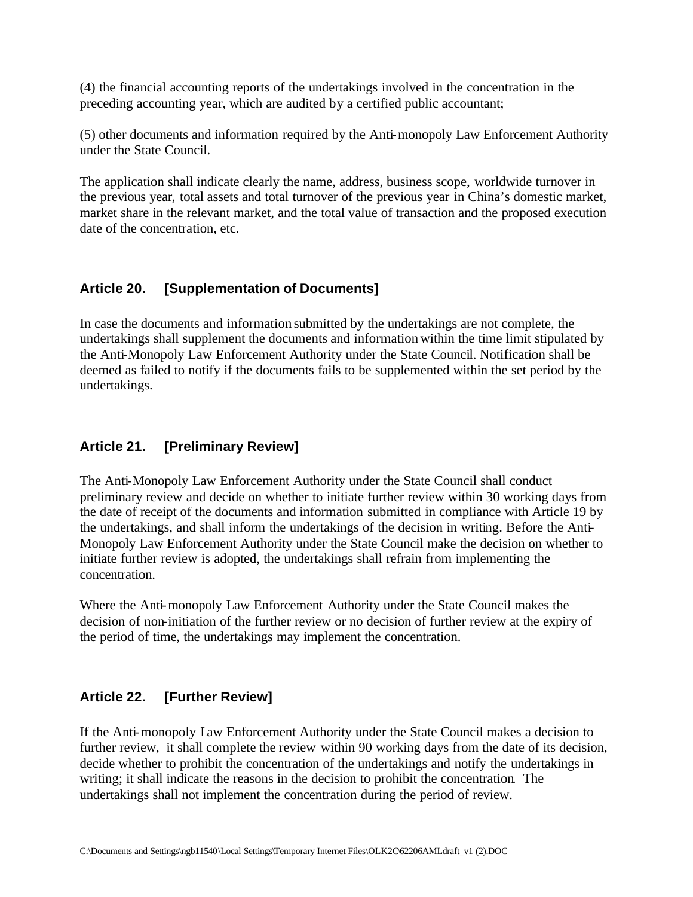(4) the financial accounting reports of the undertakings involved in the concentration in the preceding accounting year, which are audited by a certified public accountant;

(5) other documents and information required by the Anti-monopoly Law Enforcement Authority under the State Council.

The application shall indicate clearly the name, address, business scope, worldwide turnover in the previous year, total assets and total turnover of the previous year in China's domestic market, market share in the relevant market, and the total value of transaction and the proposed execution date of the concentration, etc.

### Article 20. [Supplementation of Documents]

In case the documents and information submitted by the undertakings are not complete, the undertakings shall supplement the documents and information within the time limit stipulated by the Anti-Monopoly Law Enforcement Authority under the State Council. Notification shall be deemed as failed to notify if the documents fails to be supplemented within the set period by the undertakings.

### Article 21. [Preliminary Review]

The Anti-Monopoly Law Enforcement Authority under the State Council shall conduct preliminary review and decide on whether to initiate further review within 30 working days from the date of receipt of the documents and information submitted in compliance with Article 19 by the undertakings, and shall inform the undertakings of the decision in writing. Before the Anti-Monopoly Law Enforcement Authority under the State Council make the decision on whether to initiate further review is adopted, the undertakings shall refrain from implementing the concentration.

Where the Anti-monopoly Law Enforcement Authority under the State Council makes the decision of non-initiation of the further review or no decision of further review at the expiry of the period of time, the undertakings may implement the concentration.

### Article 22. [Further Review]

If the Anti-monopoly Law Enforcement Authority under the State Council makes a decision to further review, it shall complete the review within 90 working days from the date of its decision, decide whether to prohibit the concentration of the undertakings and notify the undertakings in writing; it shall indicate the reasons in the decision to prohibit the concentration. The undertakings shall not implement the concentration during the period of review.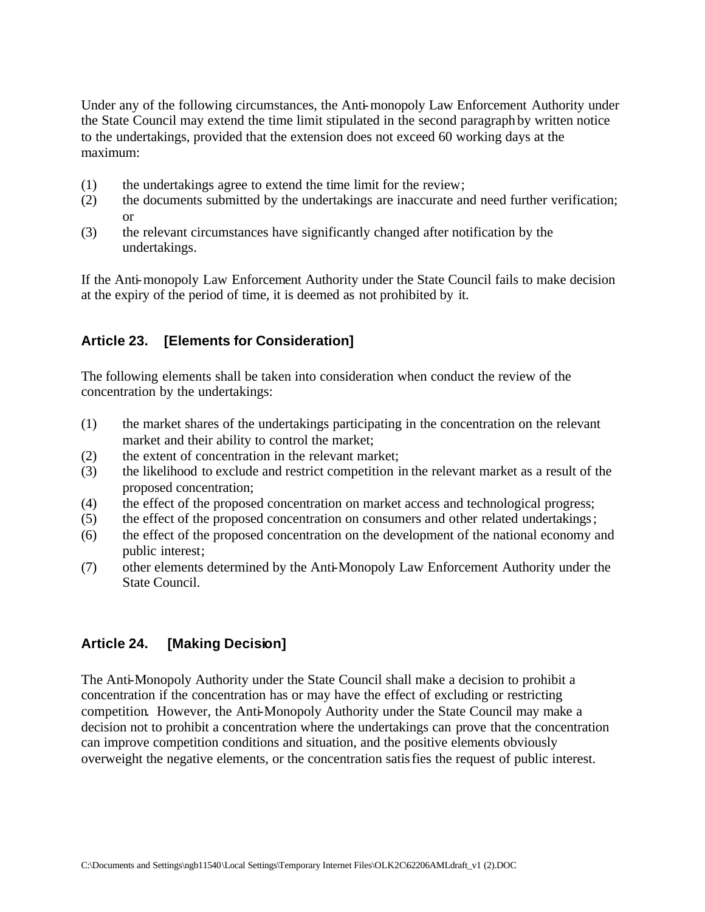Under any of the following circumstances, the Anti-monopoly Law Enforcement Authority under the State Council may extend the time limit stipulated in the second paragraph by written notice to the undertakings, provided that the extension does not exceed 60 working days at the maximum:

(1) the undertakings agree to extend the time limit for the review;
(2) the documents submitted by the undertakings are inaccurate and need further verification; or
(3) the relevant circumstances have significantly changed after notification by the undertakings.

If the Anti-monopoly Law Enforcement Authority under the State Council fails to make decision at the expiry of the period of time, it is deemed as not prohibited by it.

### Article 23. [Elements for Consideration]

The following elements shall be taken into consideration when conduct the review of the concentration by the undertakings:

(1) the market shares of the undertakings participating in the concentration on the relevant market and their ability to control the market;
(2) the extent of concentration in the relevant market;
(3) the likelihood to exclude and restrict competition in the relevant market as a result of the proposed concentration;
(4) the effect of the proposed concentration on market access and technological progress;
(5) the effect of the proposed concentration on consumers and other related undertakings;
(6) the effect of the proposed concentration on the development of the national economy and public interest;
(7) other elements determined by the Anti-Monopoly Law Enforcement Authority under the State Council.

### Article 24. [Making Decision]

The Anti-Monopoly Authority under the State Council shall make a decision to prohibit a concentration if the concentration has or may have the effect of excluding or restricting competition. However, the Anti-Monopoly Authority under the State Council may make a decision not to prohibit a concentration where the undertakings can prove that the concentration can improve competition conditions and situation, and the positive elements obviously overweight the negative elements, or the concentration satisfies the request of public interest.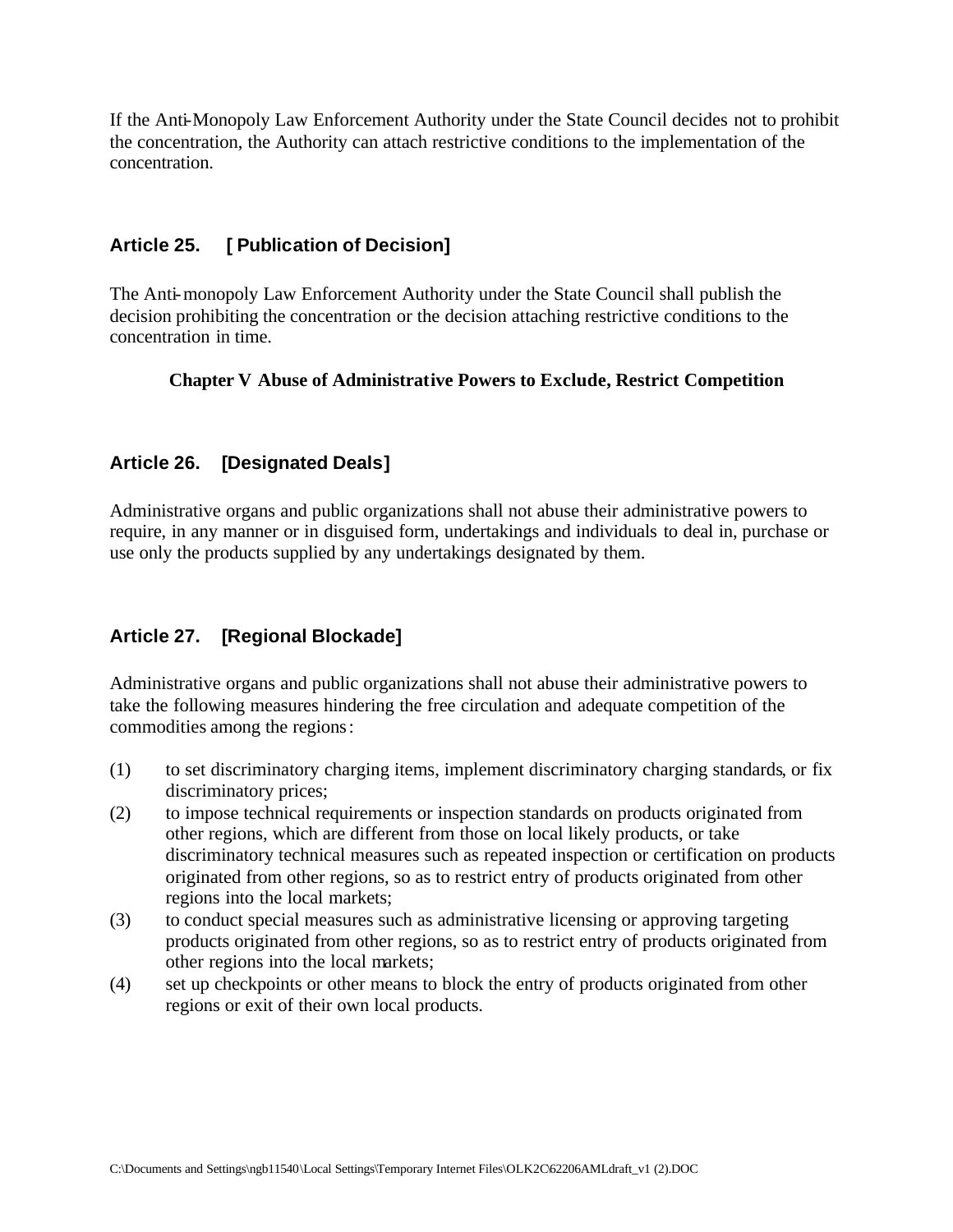If the Anti-Monopoly Law Enforcement Authority under the State Council decides not to prohibit the concentration, the Authority can attach restrictive conditions to the implementation of the concentration.

### Article 25. [ Publication of Decision]

The Anti-monopoly Law Enforcement Authority under the State Council shall publish the decision prohibiting the concentration or the decision attaching restrictive conditions to the concentration in time.

## Chapter V Abuse of Administrative Powers to Exclude, Restrict Competition

### Article 26. [Designated Deals]

Administrative organs and public organizations shall not abuse their administrative powers to require, in any manner or in disguised form, undertakings and individuals to deal in, purchase or use only the products supplied by any undertakings designated by them.

### Article 27. [Regional Blockade]

Administrative organs and public organizations shall not abuse their administrative powers to take the following measures hindering the free circulation and adequate competition of the commodities among the regions:

(1) to set discriminatory charging items, implement discriminatory charging standards, or fix discriminatory prices;

(2) to impose technical requirements or inspection standards on products originated from other regions, which are different from those on local likely products, or take discriminatory technical measures such as repeated inspection or certification on products originated from other regions, so as to restrict entry of products originated from other regions into the local markets;

(3) to conduct special measures such as administrative licensing or approving targeting products originated from other regions, so as to restrict entry of products originated from other regions into the local markets;

(4) set up checkpoints or other means to block the entry of products originated from other regions or exit of their own local products.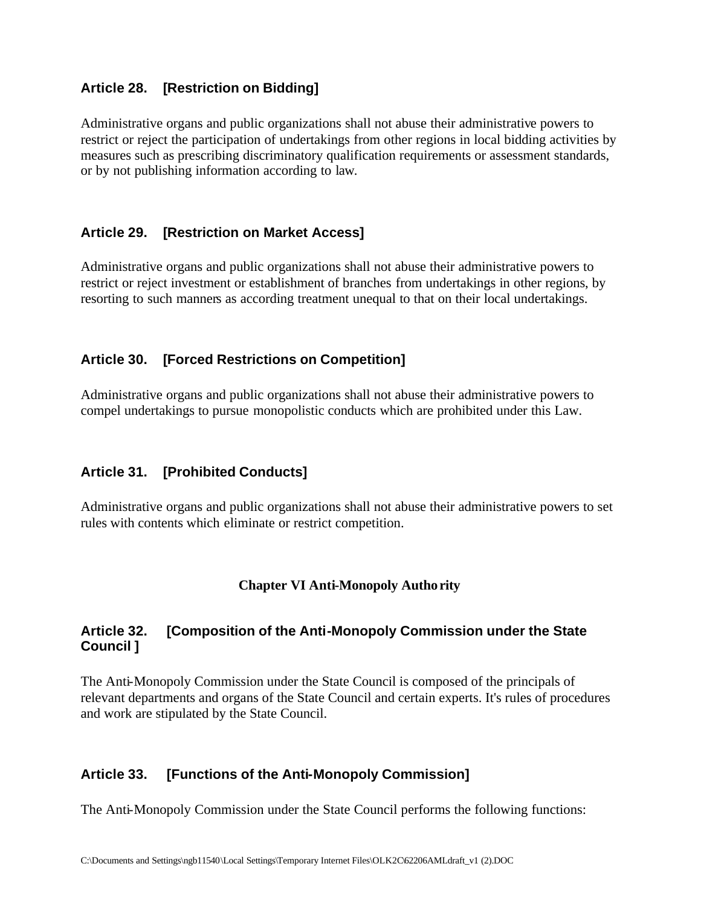### Article 28. [Restriction on Bidding]

Administrative organs and public organizations shall not abuse their administrative powers to restrict or reject the participation of undertakings from other regions in local bidding activities by measures such as prescribing discriminatory qualification requirements or assessment standards, or by not publishing information according to law.

### Article 29. [Restriction on Market Access]

Administrative organs and public organizations shall not abuse their administrative powers to restrict or reject investment or establishment of branches from undertakings in other regions, by resorting to such manners as according treatment unequal to that on their local undertakings.

### Article 30. [Forced Restrictions on Competition]

Administrative organs and public organizations shall not abuse their administrative powers to compel undertakings to pursue monopolistic conducts which are prohibited under this Law.

### Article 31. [Prohibited Conducts]

Administrative organs and public organizations shall not abuse their administrative powers to set rules with contents which eliminate or restrict competition.

## Chapter VI Anti-Monopoly Authority

### Article 32. [Composition of the Anti-Monopoly Commission under the State Council ]

The Anti-Monopoly Commission under the State Council is composed of the principals of relevant departments and organs of the State Council and certain experts. It's rules of procedures and work are stipulated by the State Council.

### Article 33. [Functions of the Anti-Monopoly Commission]

The Anti-Monopoly Commission under the State Council performs the following functions: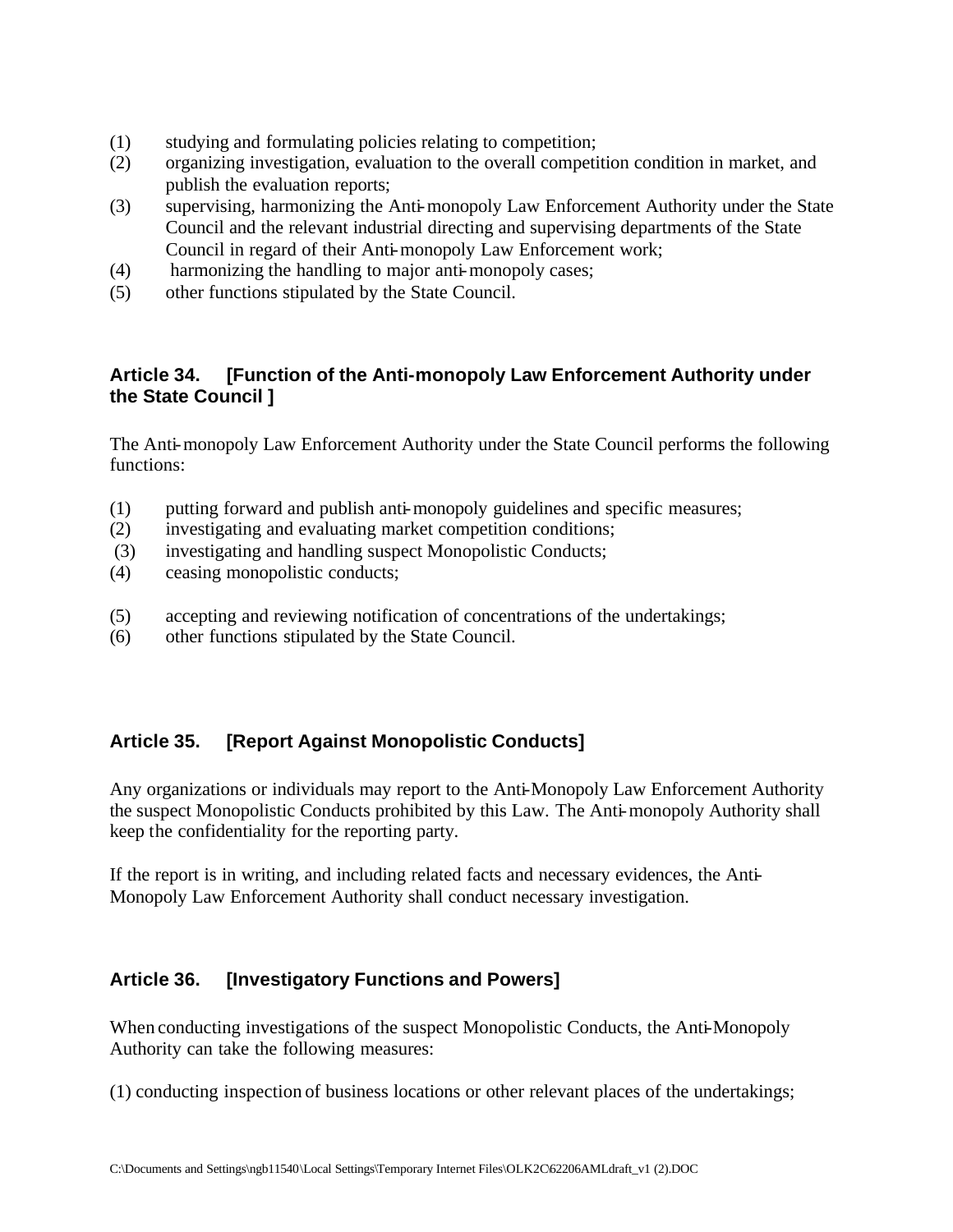(1) studying and formulating policies relating to competition;
(2) organizing investigation, evaluation to the overall competition condition in market, and publish the evaluation reports;
(3) supervising, harmonizing the Anti-monopoly Law Enforcement Authority under the State Council and the relevant industrial directing and supervising departments of the State Council in regard of their Anti-monopoly Law Enforcement work;
(4) harmonizing the handling to major anti-monopoly cases;
(5) other functions stipulated by the State Council.

### Article 34. [Function of the Anti-monopoly Law Enforcement Authority under the State Council ]

The Anti-monopoly Law Enforcement Authority under the State Council performs the following functions:

(1) putting forward and publish anti-monopoly guidelines and specific measures;
(2) investigating and evaluating market competition conditions;
(3) investigating and handling suspect Monopolistic Conducts;
(4) ceasing monopolistic conducts;

(5) accepting and reviewing notification of concentrations of the undertakings;
(6) other functions stipulated by the State Council.

### Article 35. [Report Against Monopolistic Conducts]

Any organizations or individuals may report to the Anti-Monopoly Law Enforcement Authority the suspect Monopolistic Conducts prohibited by this Law. The Anti-monopoly Authority shall keep the confidentiality for the reporting party.

If the report is in writing, and including related facts and necessary evidences, the Anti-Monopoly Law Enforcement Authority shall conduct necessary investigation.

### Article 36. [Investigatory Functions and Powers]

When conducting investigations of the suspect Monopolistic Conducts, the Anti-Monopoly Authority can take the following measures:

(1) conducting inspection of business locations or other relevant places of the undertakings;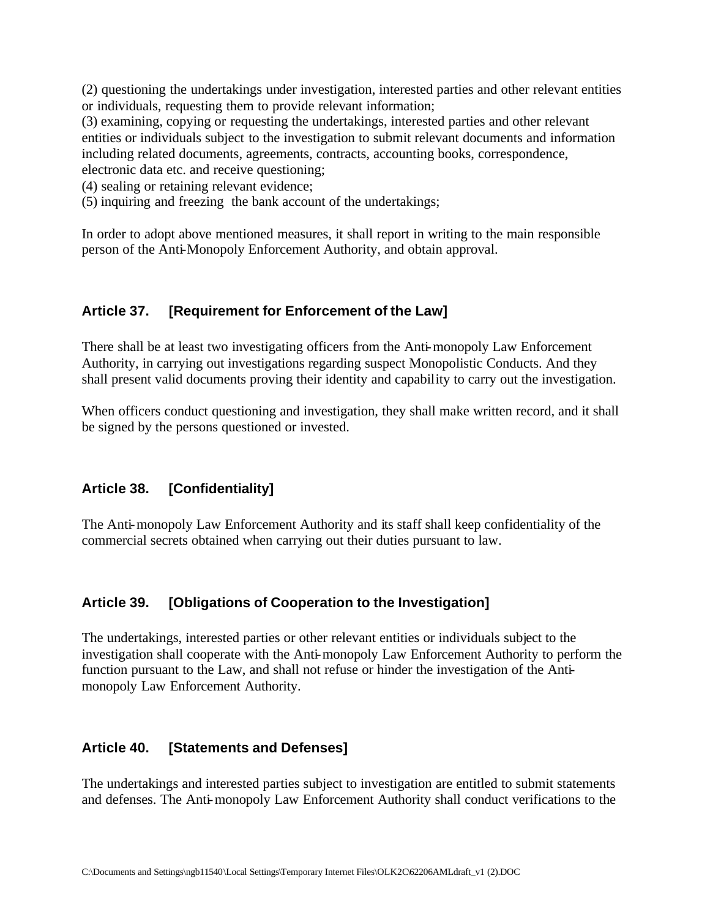(2) questioning the undertakings under investigation, interested parties and other relevant entities or individuals, requesting them to provide relevant information;
(3) examining, copying or requesting the undertakings, interested parties and other relevant entities or individuals subject to the investigation to submit relevant documents and information including related documents, agreements, contracts, accounting books, correspondence, electronic data etc. and receive questioning;
(4) sealing or retaining relevant evidence;
(5) inquiring and freezing the bank account of the undertakings;

In order to adopt above mentioned measures, it shall report in writing to the main responsible person of the Anti-Monopoly Enforcement Authority, and obtain approval.

### Article 37. [Requirement for Enforcement of the Law]

There shall be at least two investigating officers from the Anti-monopoly Law Enforcement Authority, in carrying out investigations regarding suspect Monopolistic Conducts. And they shall present valid documents proving their identity and capability to carry out the investigation.

When officers conduct questioning and investigation, they shall make written record, and it shall be signed by the persons questioned or invested.

### Article 38. [Confidentiality]

The Anti-monopoly Law Enforcement Authority and its staff shall keep confidentiality of the commercial secrets obtained when carrying out their duties pursuant to law.

### Article 39. [Obligations of Cooperation to the Investigation]

The undertakings, interested parties or other relevant entities or individuals subject to the investigation shall cooperate with the Anti-monopoly Law Enforcement Authority to perform the function pursuant to the Law, and shall not refuse or hinder the investigation of the Anti-monopoly Law Enforcement Authority.

### Article 40. [Statements and Defenses]

The undertakings and interested parties subject to investigation are entitled to submit statements and defenses. The Anti-monopoly Law Enforcement Authority shall conduct verifications to the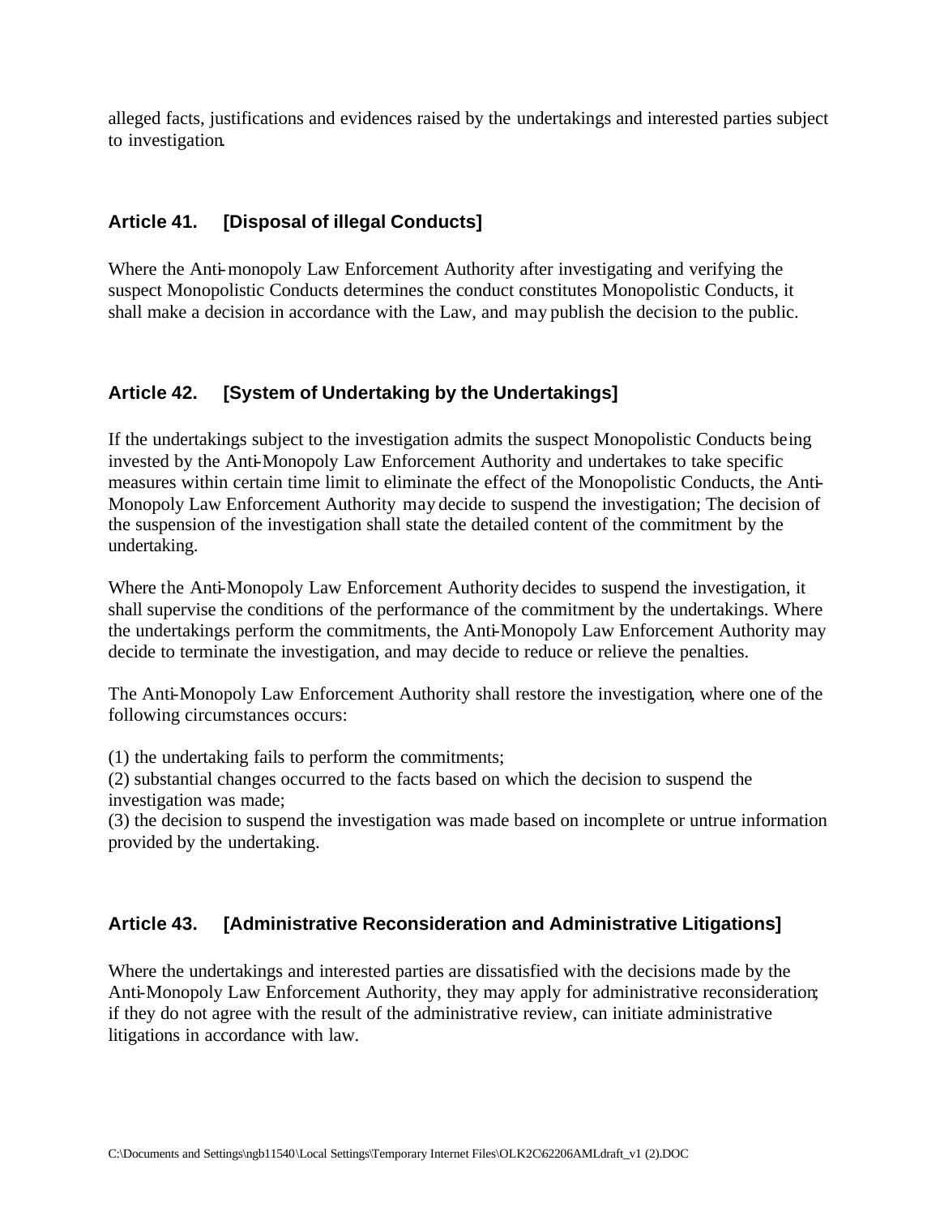alleged facts, justifications and evidences raised by the undertakings and interested parties subject to investigation.

### Article 41. [Disposal of illegal Conducts]

Where the Anti-monopoly Law Enforcement Authority after investigating and verifying the suspect Monopolistic Conducts determines the conduct constitutes Monopolistic Conducts, it shall make a decision in accordance with the Law, and may publish the decision to the public.

### Article 42. [System of Undertaking by the Undertakings]

If the undertakings subject to the investigation admits the suspect Monopolistic Conducts being invested by the Anti-Monopoly Law Enforcement Authority and undertakes to take specific measures within certain time limit to eliminate the effect of the Monopolistic Conducts, the Anti-Monopoly Law Enforcement Authority may decide to suspend the investigation; The decision of the suspension of the investigation shall state the detailed content of the commitment by the undertaking.

Where the Anti-Monopoly Law Enforcement Authority decides to suspend the investigation, it shall supervise the conditions of the performance of the commitment by the undertakings. Where the undertakings perform the commitments, the Anti-Monopoly Law Enforcement Authority may decide to terminate the investigation, and may decide to reduce or relieve the penalties.

The Anti-Monopoly Law Enforcement Authority shall restore the investigation, where one of the following circumstances occurs:

(1) the undertaking fails to perform the commitments;
(2) substantial changes occurred to the facts based on which the decision to suspend the investigation was made;
(3) the decision to suspend the investigation was made based on incomplete or untrue information provided by the undertaking.

### Article 43. [Administrative Reconsideration and Administrative Litigations]

Where the undertakings and interested parties are dissatisfied with the decisions made by the Anti-Monopoly Law Enforcement Authority, they may apply for administrative reconsideration; if they do not agree with the result of the administrative review, can initiate administrative litigations in accordance with law.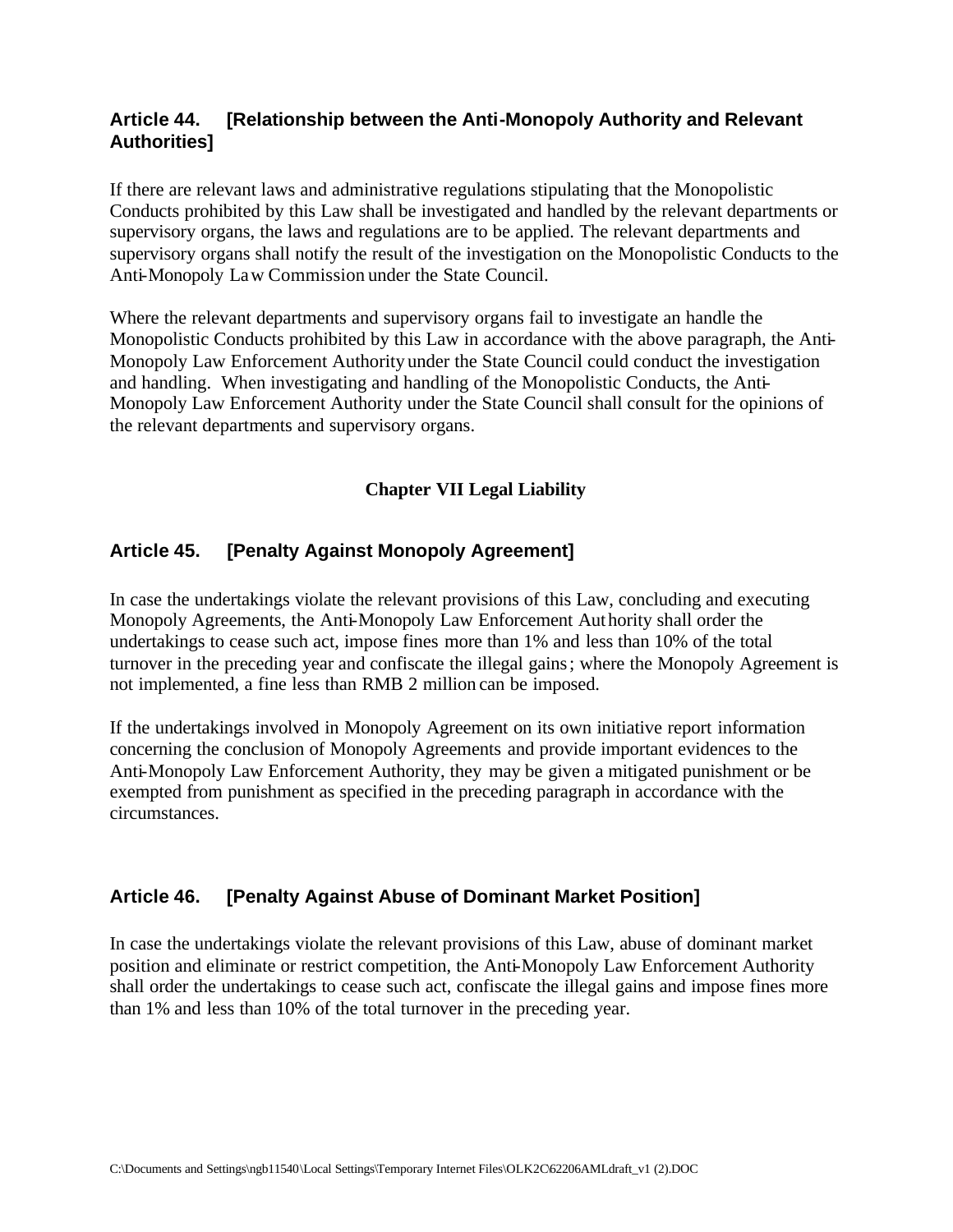## Article 44. [Relationship between the Anti-Monopoly Authority and Relevant Authorities]

If there are relevant laws and administrative regulations stipulating that the Monopolistic Conducts prohibited by this Law shall be investigated and handled by the relevant departments or supervisory organs, the laws and regulations are to be applied. The relevant departments and supervisory organs shall notify the result of the investigation on the Monopolistic Conducts to the Anti-Monopoly Law Commission under the State Council.

Where the relevant departments and supervisory organs fail to investigate an handle the Monopolistic Conducts prohibited by this Law in accordance with the above paragraph, the Anti-Monopoly Law Enforcement Authority under the State Council could conduct the investigation and handling. When investigating and handling of the Monopolistic Conducts, the Anti-Monopoly Law Enforcement Authority under the State Council shall consult for the opinions of the relevant departments and supervisory organs.

# Chapter VII Legal Liability

## Article 45. [Penalty Against Monopoly Agreement]

In case the undertakings violate the relevant provisions of this Law, concluding and executing Monopoly Agreements, the Anti-Monopoly Law Enforcement Authority shall order the undertakings to cease such act, impose fines more than 1% and less than 10% of the total turnover in the preceding year and confiscate the illegal gains; where the Monopoly Agreement is not implemented, a fine less than RMB 2 million can be imposed.

If the undertakings involved in Monopoly Agreement on its own initiative report information concerning the conclusion of Monopoly Agreements and provide important evidences to the Anti-Monopoly Law Enforcement Authority, they may be given a mitigated punishment or be exempted from punishment as specified in the preceding paragraph in accordance with the circumstances.

## Article 46. [Penalty Against Abuse of Dominant Market Position]

In case the undertakings violate the relevant provisions of this Law, abuse of dominant market position and eliminate or restrict competition, the Anti-Monopoly Law Enforcement Authority shall order the undertakings to cease such act, confiscate the illegal gains and impose fines more than 1% and less than 10% of the total turnover in the preceding year.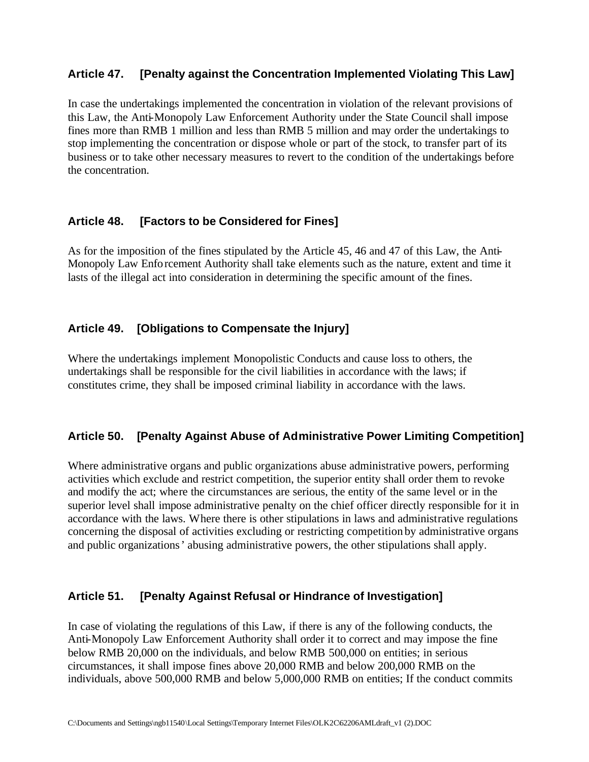### Article 47. [Penalty against the Concentration Implemented Violating This Law]

In case the undertakings implemented the concentration in violation of the relevant provisions of this Law, the Anti-Monopoly Law Enforcement Authority under the State Council shall impose fines more than RMB 1 million and less than RMB 5 million and may order the undertakings to stop implementing the concentration or dispose whole or part of the stock, to transfer part of its business or to take other necessary measures to revert to the condition of the undertakings before the concentration.

### Article 48. [Factors to be Considered for Fines]

As for the imposition of the fines stipulated by the Article 45, 46 and 47 of this Law, the Anti-Monopoly Law Enforcement Authority shall take elements such as the nature, extent and time it lasts of the illegal act into consideration in determining the specific amount of the fines.

### Article 49. [Obligations to Compensate the Injury]

Where the undertakings implement Monopolistic Conducts and cause loss to others, the undertakings shall be responsible for the civil liabilities in accordance with the laws; if constitutes crime, they shall be imposed criminal liability in accordance with the laws.

### Article 50. [Penalty Against Abuse of Administrative Power Limiting Competition]

Where administrative organs and public organizations abuse administrative powers, performing activities which exclude and restrict competition, the superior entity shall order them to revoke and modify the act; where the circumstances are serious, the entity of the same level or in the superior level shall impose administrative penalty on the chief officer directly responsible for it in accordance with the laws. Where there is other stipulations in laws and administrative regulations concerning the disposal of activities excluding or restricting competition by administrative organs and public organizations' abusing administrative powers, the other stipulations shall apply.

### Article 51. [Penalty Against Refusal or Hindrance of Investigation]

In case of violating the regulations of this Law, if there is any of the following conducts, the Anti-Monopoly Law Enforcement Authority shall order it to correct and may impose the fine below RMB 20,000 on the individuals, and below RMB 500,000 on entities; in serious circumstances, it shall impose fines above 20,000 RMB and below 200,000 RMB on the individuals, above 500,000 RMB and below 5,000,000 RMB on entities; If the conduct commits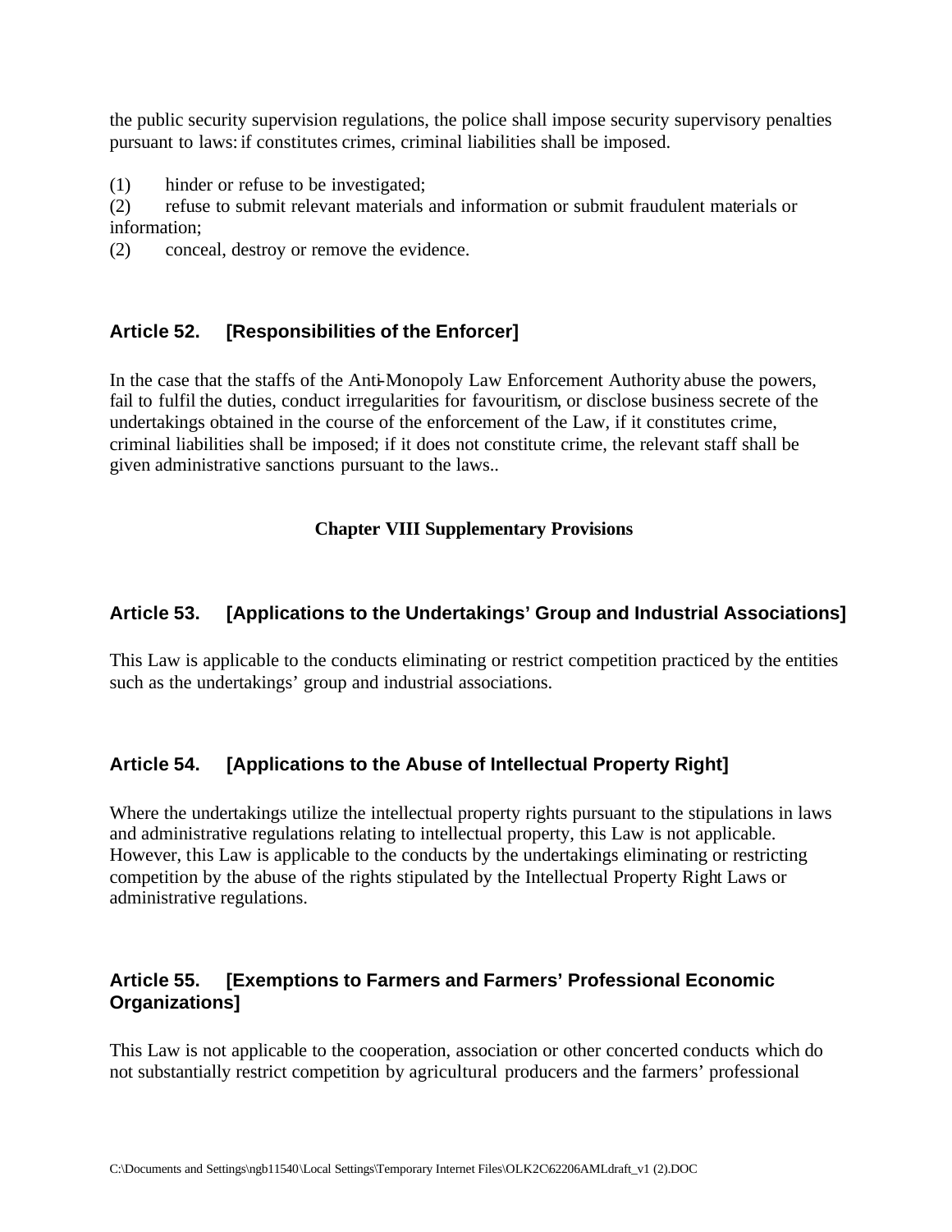the public security supervision regulations, the police shall impose security supervisory penalties pursuant to laws: if constitutes crimes, criminal liabilities shall be imposed.

(1) hinder or refuse to be investigated;
(2) refuse to submit relevant materials and information or submit fraudulent materials or information;
(2) conceal, destroy or remove the evidence.

### Article 52. [Responsibilities of the Enforcer]

In the case that the staffs of the Anti-Monopoly Law Enforcement Authority abuse the powers, fail to fulfil the duties, conduct irregularities for favouritism, or disclose business secrete of the undertakings obtained in the course of the enforcement of the Law, if it constitutes crime, criminal liabilities shall be imposed; if it does not constitute crime, the relevant staff shall be given administrative sanctions pursuant to the laws..

## Chapter VIII Supplementary Provisions

### Article 53. [Applications to the Undertakings' Group and Industrial Associations]

This Law is applicable to the conducts eliminating or restrict competition practiced by the entities such as the undertakings' group and industrial associations.

### Article 54. [Applications to the Abuse of Intellectual Property Right]

Where the undertakings utilize the intellectual property rights pursuant to the stipulations in laws and administrative regulations relating to intellectual property, this Law is not applicable. However, this Law is applicable to the conducts by the undertakings eliminating or restricting competition by the abuse of the rights stipulated by the Intellectual Property Right Laws or administrative regulations.

### Article 55. [Exemptions to Farmers and Farmers' Professional Economic Organizations]

This Law is not applicable to the cooperation, association or other concerted conducts which do not substantially restrict competition by agricultural producers and the farmers' professional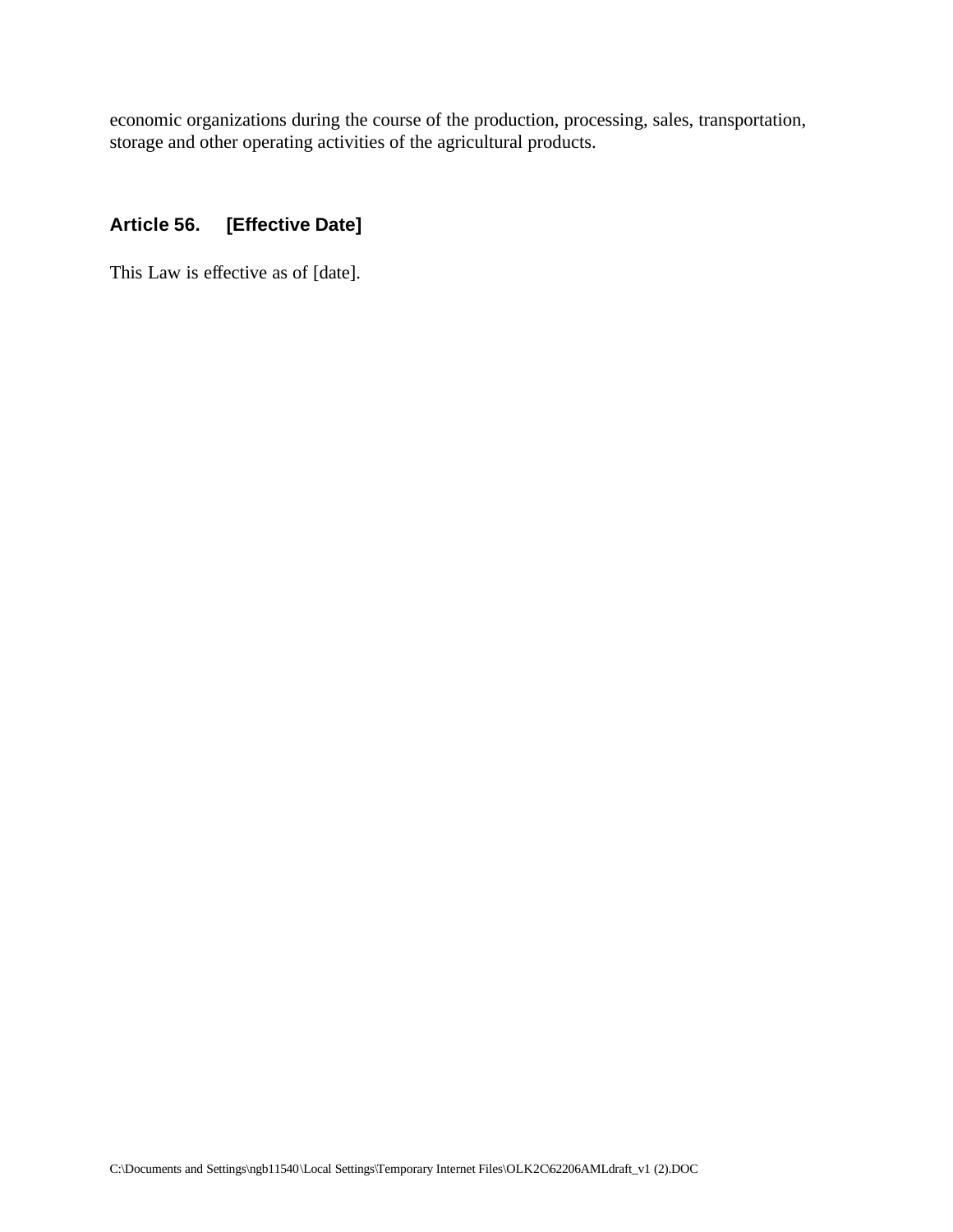economic organizations during the course of the production, processing, sales, transportation, storage and other operating activities of the agricultural products.

### Article 56. [Effective Date]

This Law is effective as of [date].